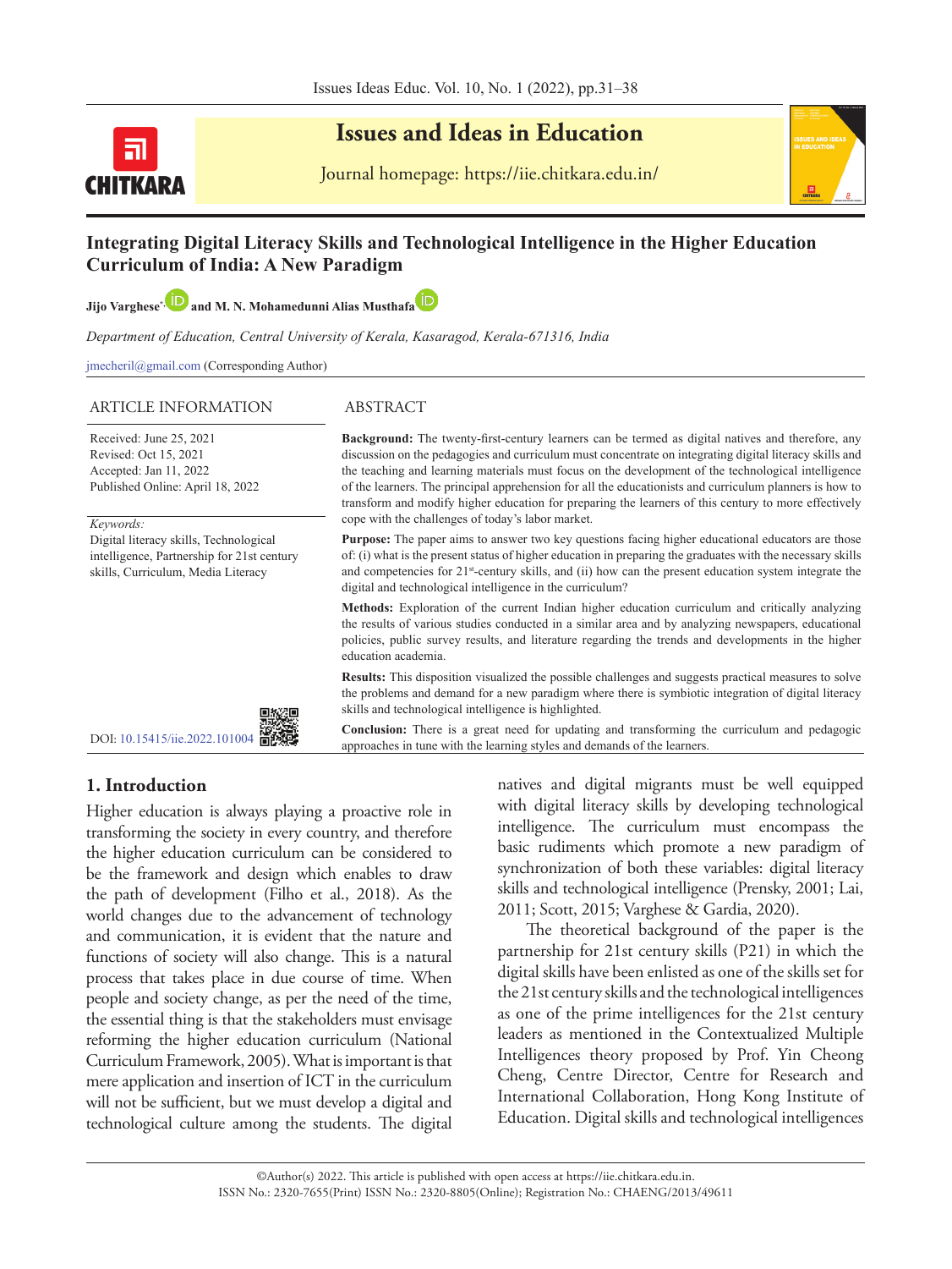# Issues and Ideas in Education

Journal homepage: https://iie.chitkara.edu.in/

## Integrating Digital Literacy Skills and Technological Intelligence in the Higher Education Curriculum of India: A New Paradigm

**Jijo Varghese*** **and M. N. Mohamedunni Alias Musthafa**

*Department of Education, Central University of Kerala, Kasaragod, Kerala-671316, India*

jmecheril@gmail.com (Corresponding Author)

### ARTICLE INFORMATION

Received: June 25, 2021
Revised: Oct 15, 2021
Accepted: Jan 11, 2022
Published Online: April 18, 2022

*Keywords:*
Digital literacy skills, Technological intelligence, Partnership for 21st century skills, Curriculum, Media Literacy

DOI: 10.15415/iie.2022.101004

### ABSTRACT

**Background:** The twenty-first-century learners can be termed as digital natives and therefore, any discussion on the pedagogies and curriculum must concentrate on integrating digital literacy skills and the teaching and learning materials must focus on the development of the technological intelligence of the learners. The principal apprehension for all the educationists and curriculum planners is how to transform and modify higher education for preparing the learners of this century to more effectively cope with the challenges of today's labor market.

**Purpose:** The paper aims to answer two key questions facing higher educational educators are those of: (i) what is the present status of higher education in preparing the graduates with the necessary skills and competencies for 21st-century skills, and (ii) how can the present education system integrate the digital and technological intelligence in the curriculum?

**Methods:** Exploration of the current Indian higher education curriculum and critically analyzing the results of various studies conducted in a similar area and by analyzing newspapers, educational policies, public survey results, and literature regarding the trends and developments in the higher education academia.

**Results:** This disposition visualized the possible challenges and suggests practical measures to solve the problems and demand for a new paradigm where there is symbiotic integration of digital literacy skills and technological intelligence is highlighted.

**Conclusion:** There is a great need for updating and transforming the curriculum and pedagogic approaches in tune with the learning styles and demands of the learners.

## 1. Introduction

Higher education is always playing a proactive role in transforming the society in every country, and therefore the higher education curriculum can be considered to be the framework and design which enables to draw the path of development (Filho et al., 2018). As the world changes due to the advancement of technology and communication, it is evident that the nature and functions of society will also change. This is a natural process that takes place in due course of time. When people and society change, as per the need of the time, the essential thing is that the stakeholders must envisage reforming the higher education curriculum (National Curriculum Framework, 2005). What is important is that mere application and insertion of ICT in the curriculum will not be sufficient, but we must develop a digital and technological culture among the students. The digital natives and digital migrants must be well equipped with digital literacy skills by developing technological intelligence. The curriculum must encompass the basic rudiments which promote a new paradigm of synchronization of both these variables: digital literacy skills and technological intelligence (Prensky, 2001; Lai, 2011; Scott, 2015; Varghese & Gardia, 2020).

The theoretical background of the paper is the partnership for 21st century skills (P21) in which the digital skills have been enlisted as one of the skills set for the 21st century skills and the technological intelligences as one of the prime intelligences for the 21st century leaders as mentioned in the Contextualized Multiple Intelligences theory proposed by Prof. Yin Cheong Cheng, Centre Director, Centre for Research and International Collaboration, Hong Kong Institute of Education. Digital skills and technological intelligences

©Author(s) 2022. This article is published with open access at https://iie.chitkara.edu.in.
ISSN No.: 2320-7655(Print) ISSN No.: 2320-8805(Online); Registration No.: CHAENG/2013/49611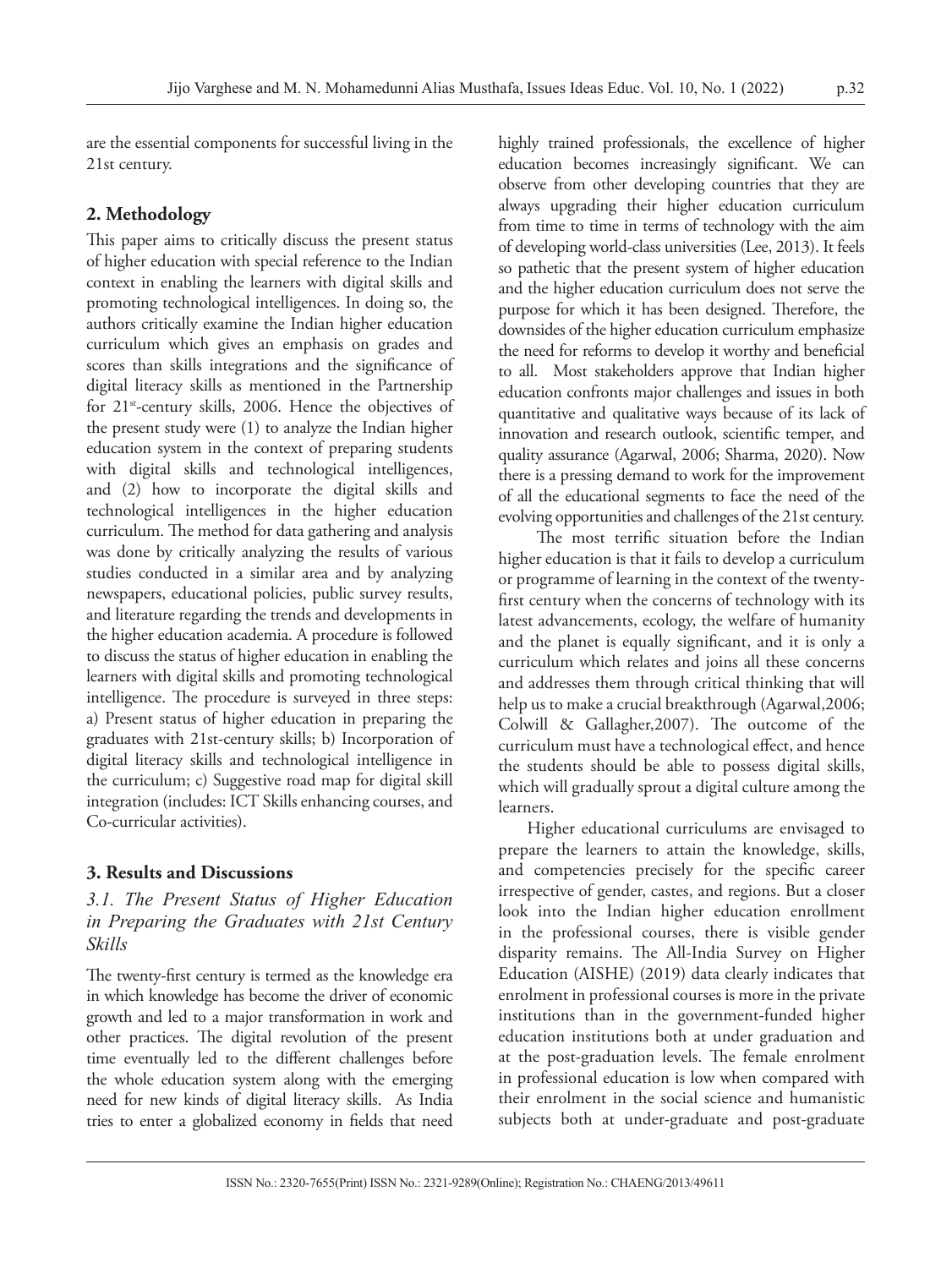are the essential components for successful living in the 21st century.

## 2. Methodology

This paper aims to critically discuss the present status of higher education with special reference to the Indian context in enabling the learners with digital skills and promoting technological intelligences. In doing so, the authors critically examine the Indian higher education curriculum which gives an emphasis on grades and scores than skills integrations and the significance of digital literacy skills as mentioned in the Partnership for 21st-century skills, 2006. Hence the objectives of the present study were (1) to analyze the Indian higher education system in the context of preparing students with digital skills and technological intelligences, and (2) how to incorporate the digital skills and technological intelligences in the higher education curriculum. The method for data gathering and analysis was done by critically analyzing the results of various studies conducted in a similar area and by analyzing newspapers, educational policies, public survey results, and literature regarding the trends and developments in the higher education academia. A procedure is followed to discuss the status of higher education in enabling the learners with digital skills and promoting technological intelligence. The procedure is surveyed in three steps: a) Present status of higher education in preparing the graduates with 21st-century skills; b) Incorporation of digital literacy skills and technological intelligence in the curriculum; c) Suggestive road map for digital skill integration (includes: ICT Skills enhancing courses, and Co-curricular activities).

## 3. Results and Discussions

### *3.1. The Present Status of Higher Education in Preparing the Graduates with 21st Century Skills*

The twenty-first century is termed as the knowledge era in which knowledge has become the driver of economic growth and led to a major transformation in work and other practices. The digital revolution of the present time eventually led to the different challenges before the whole education system along with the emerging need for new kinds of digital literacy skills. As India tries to enter a globalized economy in fields that need highly trained professionals, the excellence of higher education becomes increasingly significant. We can observe from other developing countries that they are always upgrading their higher education curriculum from time to time in terms of technology with the aim of developing world-class universities (Lee, 2013). It feels so pathetic that the present system of higher education and the higher education curriculum does not serve the purpose for which it has been designed. Therefore, the downsides of the higher education curriculum emphasize the need for reforms to develop it worthy and beneficial to all. Most stakeholders approve that Indian higher education confronts major challenges and issues in both quantitative and qualitative ways because of its lack of innovation and research outlook, scientific temper, and quality assurance (Agarwal, 2006; Sharma, 2020). Now there is a pressing demand to work for the improvement of all the educational segments to face the need of the evolving opportunities and challenges of the 21st century.

The most terrific situation before the Indian higher education is that it fails to develop a curriculum or programme of learning in the context of the twenty-first century when the concerns of technology with its latest advancements, ecology, the welfare of humanity and the planet is equally significant, and it is only a curriculum which relates and joins all these concerns and addresses them through critical thinking that will help us to make a crucial breakthrough (Agarwal,2006; Colwill & Gallagher,2007). The outcome of the curriculum must have a technological effect, and hence the students should be able to possess digital skills, which will gradually sprout a digital culture among the learners.

Higher educational curriculums are envisaged to prepare the learners to attain the knowledge, skills, and competencies precisely for the specific career irrespective of gender, castes, and regions. But a closer look into the Indian higher education enrollment in the professional courses, there is visible gender disparity remains. The All-India Survey on Higher Education (AISHE) (2019) data clearly indicates that enrolment in professional courses is more in the private institutions than in the government-funded higher education institutions both at under graduation and at the post-graduation levels. The female enrolment in professional education is low when compared with their enrolment in the social science and humanistic subjects both at under-graduate and post-graduate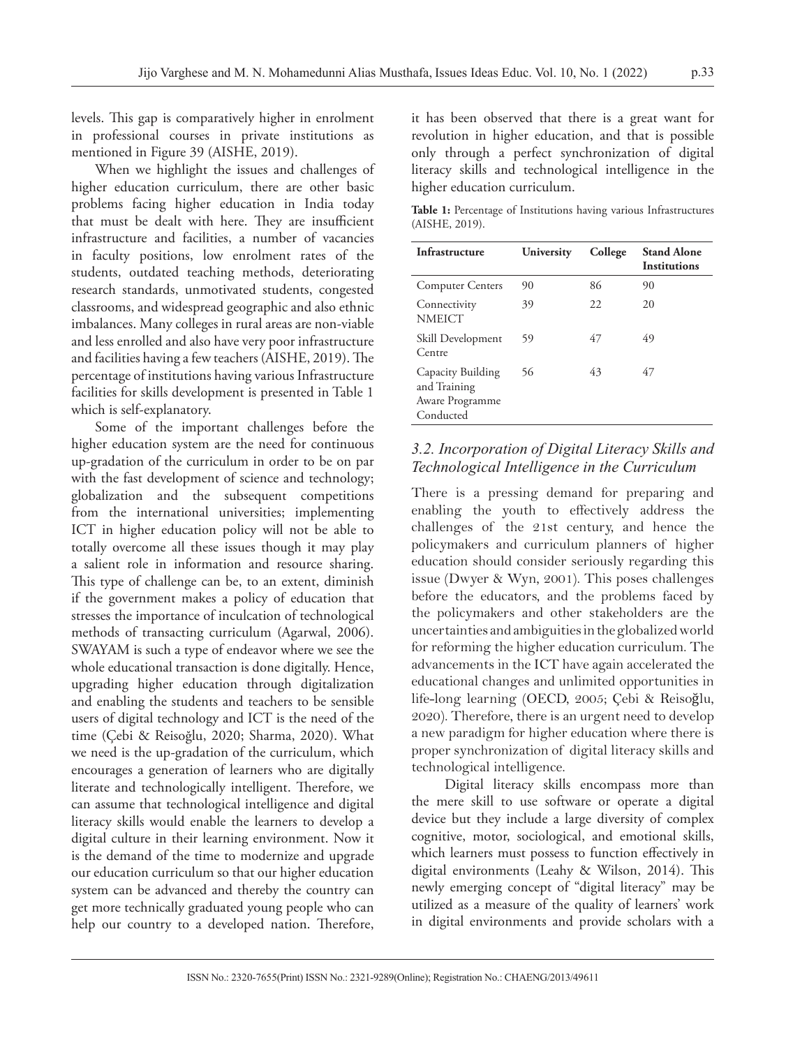levels. This gap is comparatively higher in enrolment in professional courses in private institutions as mentioned in Figure 39 (AISHE, 2019).

When we highlight the issues and challenges of higher education curriculum, there are other basic problems facing higher education in India today that must be dealt with here. They are insufficient infrastructure and facilities, a number of vacancies in faculty positions, low enrolment rates of the students, outdated teaching methods, deteriorating research standards, unmotivated students, congested classrooms, and widespread geographic and also ethnic imbalances. Many colleges in rural areas are non-viable and less enrolled and also have very poor infrastructure and facilities having a few teachers (AISHE, 2019). The percentage of institutions having various Infrastructure facilities for skills development is presented in Table 1 which is self-explanatory.

Some of the important challenges before the higher education system are the need for continuous up-gradation of the curriculum in order to be on par with the fast development of science and technology; globalization and the subsequent competitions from the international universities; implementing ICT in higher education policy will not be able to totally overcome all these issues though it may play a salient role in information and resource sharing. This type of challenge can be, to an extent, diminish if the government makes a policy of education that stresses the importance of inculcation of technological methods of transacting curriculum (Agarwal, 2006). SWAYAM is such a type of endeavor where we see the whole educational transaction is done digitally. Hence, upgrading higher education through digitalization and enabling the students and teachers to be sensible users of digital technology and ICT is the need of the time (Çebi & Reisoğlu, 2020; Sharma, 2020). What we need is the up-gradation of the curriculum, which encourages a generation of learners who are digitally literate and technologically intelligent. Therefore, we can assume that technological intelligence and digital literacy skills would enable the learners to develop a digital culture in their learning environment. Now it is the demand of the time to modernize and upgrade our education curriculum so that our higher education system can be advanced and thereby the country can get more technically graduated young people who can help our country to a developed nation. Therefore, it has been observed that there is a great want for revolution in higher education, and that is possible only through a perfect synchronization of digital literacy skills and technological intelligence in the higher education curriculum.

**Table 1:** Percentage of Institutions having various Infrastructures (AISHE, 2019).

| Infrastructure | University | College | Stand Alone Institutions |
|---|---|---|---|
| Computer Centers | 90 | 86 | 90 |
| Connectivity NMEICT | 39 | 22 | 20 |
| Skill Development Centre | 59 | 47 | 49 |
| Capacity Building and Training Aware Programme Conducted | 56 | 43 | 47 |

### *3.2. Incorporation of Digital Literacy Skills and Technological Intelligence in the Curriculum*

There is a pressing demand for preparing and enabling the youth to effectively address the challenges of the 21st century, and hence the policymakers and curriculum planners of higher education should consider seriously regarding this issue (Dwyer & Wyn, 2001). This poses challenges before the educators, and the problems faced by the policymakers and other stakeholders are the uncertainties and ambiguities in the globalized world for reforming the higher education curriculum. The advancements in the ICT have again accelerated the educational changes and unlimited opportunities in life-long learning (OECD, 2005; Çebi & Reisoğlu, 2020). Therefore, there is an urgent need to develop a new paradigm for higher education where there is proper synchronization of digital literacy skills and technological intelligence.

Digital literacy skills encompass more than the mere skill to use software or operate a digital device but they include a large diversity of complex cognitive, motor, sociological, and emotional skills, which learners must possess to function effectively in digital environments (Leahy & Wilson, 2014). This newly emerging concept of "digital literacy" may be utilized as a measure of the quality of learners' work in digital environments and provide scholars with a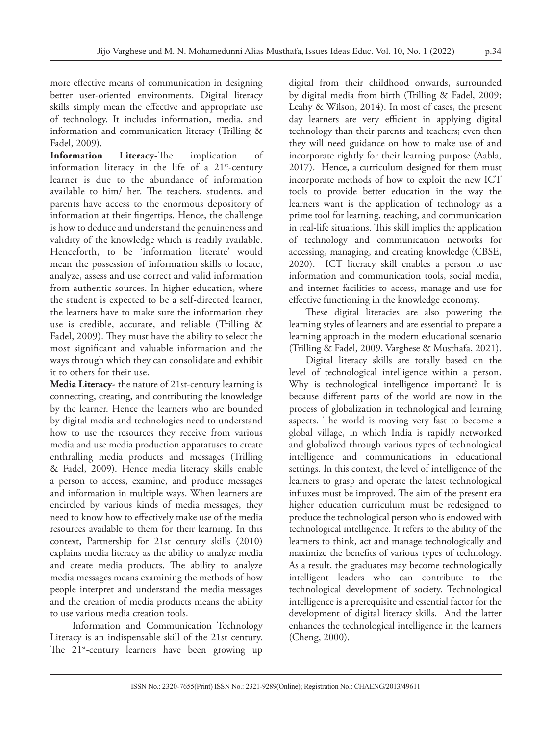more effective means of communication in designing better user-oriented environments. Digital literacy skills simply mean the effective and appropriate use of technology. It includes information, media, and information and communication literacy (Trilling & Fadel, 2009).

**Information Literacy-**The implication of information literacy in the life of a 21st-century learner is due to the abundance of information available to him/ her. The teachers, students, and parents have access to the enormous depository of information at their fingertips. Hence, the challenge is how to deduce and understand the genuineness and validity of the knowledge which is readily available. Henceforth, to be 'information literate' would mean the possession of information skills to locate, analyze, assess and use correct and valid information from authentic sources. In higher education, where the student is expected to be a self-directed learner, the learners have to make sure the information they use is credible, accurate, and reliable (Trilling & Fadel, 2009). They must have the ability to select the most significant and valuable information and the ways through which they can consolidate and exhibit it to others for their use.

**Media Literacy-** the nature of 21st-century learning is connecting, creating, and contributing the knowledge by the learner. Hence the learners who are bounded by digital media and technologies need to understand how to use the resources they receive from various media and use media production apparatuses to create enthralling media products and messages (Trilling & Fadel, 2009). Hence media literacy skills enable a person to access, examine, and produce messages and information in multiple ways. When learners are encircled by various kinds of media messages, they need to know how to effectively make use of the media resources available to them for their learning. In this context, Partnership for 21st century skills (2010) explains media literacy as the ability to analyze media and create media products. The ability to analyze media messages means examining the methods of how people interpret and understand the media messages and the creation of media products means the ability to use various media creation tools.

Information and Communication Technology Literacy is an indispensable skill of the 21st century. The 21st-century learners have been growing up digital from their childhood onwards, surrounded by digital media from birth (Trilling & Fadel, 2009; Leahy & Wilson, 2014). In most of cases, the present day learners are very efficient in applying digital technology than their parents and teachers; even then they will need guidance on how to make use of and incorporate rightly for their learning purpose (Aabla, 2017). Hence, a curriculum designed for them must incorporate methods of how to exploit the new ICT tools to provide better education in the way the learners want is the application of technology as a prime tool for learning, teaching, and communication in real-life situations. This skill implies the application of technology and communication networks for accessing, managing, and creating knowledge (CBSE, 2020). ICT literacy skill enables a person to use information and communication tools, social media, and internet facilities to access, manage and use for effective functioning in the knowledge economy.

These digital literacies are also powering the learning styles of learners and are essential to prepare a learning approach in the modern educational scenario (Trilling & Fadel, 2009, Varghese & Musthafa, 2021).

Digital literacy skills are totally based on the level of technological intelligence within a person. Why is technological intelligence important? It is because different parts of the world are now in the process of globalization in technological and learning aspects. The world is moving very fast to become a global village, in which India is rapidly networked and globalized through various types of technological intelligence and communications in educational settings. In this context, the level of intelligence of the learners to grasp and operate the latest technological influxes must be improved. The aim of the present era higher education curriculum must be redesigned to produce the technological person who is endowed with technological intelligence. It refers to the ability of the learners to think, act and manage technologically and maximize the benefits of various types of technology. As a result, the graduates may become technologically intelligent leaders who can contribute to the technological development of society. Technological intelligence is a prerequisite and essential factor for the development of digital literacy skills. And the latter enhances the technological intelligence in the learners (Cheng, 2000).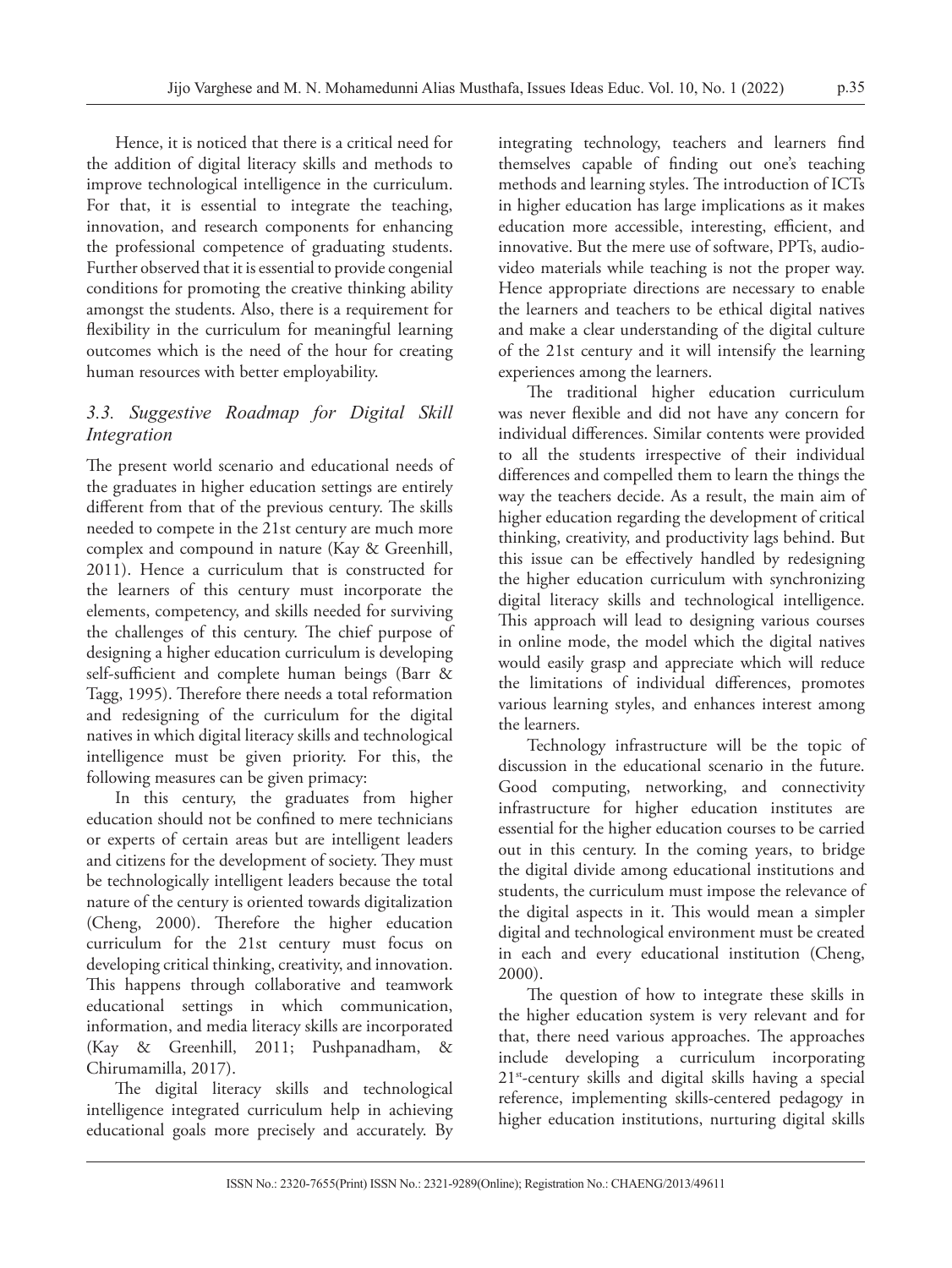Hence, it is noticed that there is a critical need for the addition of digital literacy skills and methods to improve technological intelligence in the curriculum. For that, it is essential to integrate the teaching, innovation, and research components for enhancing the professional competence of graduating students. Further observed that it is essential to provide congenial conditions for promoting the creative thinking ability amongst the students. Also, there is a requirement for flexibility in the curriculum for meaningful learning outcomes which is the need of the hour for creating human resources with better employability.

### *3.3. Suggestive Roadmap for Digital Skill Integration*

The present world scenario and educational needs of the graduates in higher education settings are entirely different from that of the previous century. The skills needed to compete in the 21st century are much more complex and compound in nature (Kay & Greenhill, 2011). Hence a curriculum that is constructed for the learners of this century must incorporate the elements, competency, and skills needed for surviving the challenges of this century. The chief purpose of designing a higher education curriculum is developing self-sufficient and complete human beings (Barr & Tagg, 1995). Therefore there needs a total reformation and redesigning of the curriculum for the digital natives in which digital literacy skills and technological intelligence must be given priority. For this, the following measures can be given primacy:

In this century, the graduates from higher education should not be confined to mere technicians or experts of certain areas but are intelligent leaders and citizens for the development of society. They must be technologically intelligent leaders because the total nature of the century is oriented towards digitalization (Cheng, 2000). Therefore the higher education curriculum for the 21st century must focus on developing critical thinking, creativity, and innovation. This happens through collaborative and teamwork educational settings in which communication, information, and media literacy skills are incorporated (Kay & Greenhill, 2011; Pushpanadham, & Chirumamilla, 2017).

The digital literacy skills and technological intelligence integrated curriculum help in achieving educational goals more precisely and accurately. By integrating technology, teachers and learners find themselves capable of finding out one's teaching methods and learning styles. The introduction of ICTs in higher education has large implications as it makes education more accessible, interesting, efficient, and innovative. But the mere use of software, PPTs, audio-video materials while teaching is not the proper way. Hence appropriate directions are necessary to enable the learners and teachers to be ethical digital natives and make a clear understanding of the digital culture of the 21st century and it will intensify the learning experiences among the learners.

The traditional higher education curriculum was never flexible and did not have any concern for individual differences. Similar contents were provided to all the students irrespective of their individual differences and compelled them to learn the things the way the teachers decide. As a result, the main aim of higher education regarding the development of critical thinking, creativity, and productivity lags behind. But this issue can be effectively handled by redesigning the higher education curriculum with synchronizing digital literacy skills and technological intelligence. This approach will lead to designing various courses in online mode, the model which the digital natives would easily grasp and appreciate which will reduce the limitations of individual differences, promotes various learning styles, and enhances interest among the learners.

Technology infrastructure will be the topic of discussion in the educational scenario in the future. Good computing, networking, and connectivity infrastructure for higher education institutes are essential for the higher education courses to be carried out in this century. In the coming years, to bridge the digital divide among educational institutions and students, the curriculum must impose the relevance of the digital aspects in it. This would mean a simpler digital and technological environment must be created in each and every educational institution (Cheng, 2000).

The question of how to integrate these skills in the higher education system is very relevant and for that, there need various approaches. The approaches include developing a curriculum incorporating 21st-century skills and digital skills having a special reference, implementing skills-centered pedagogy in higher education institutions, nurturing digital skills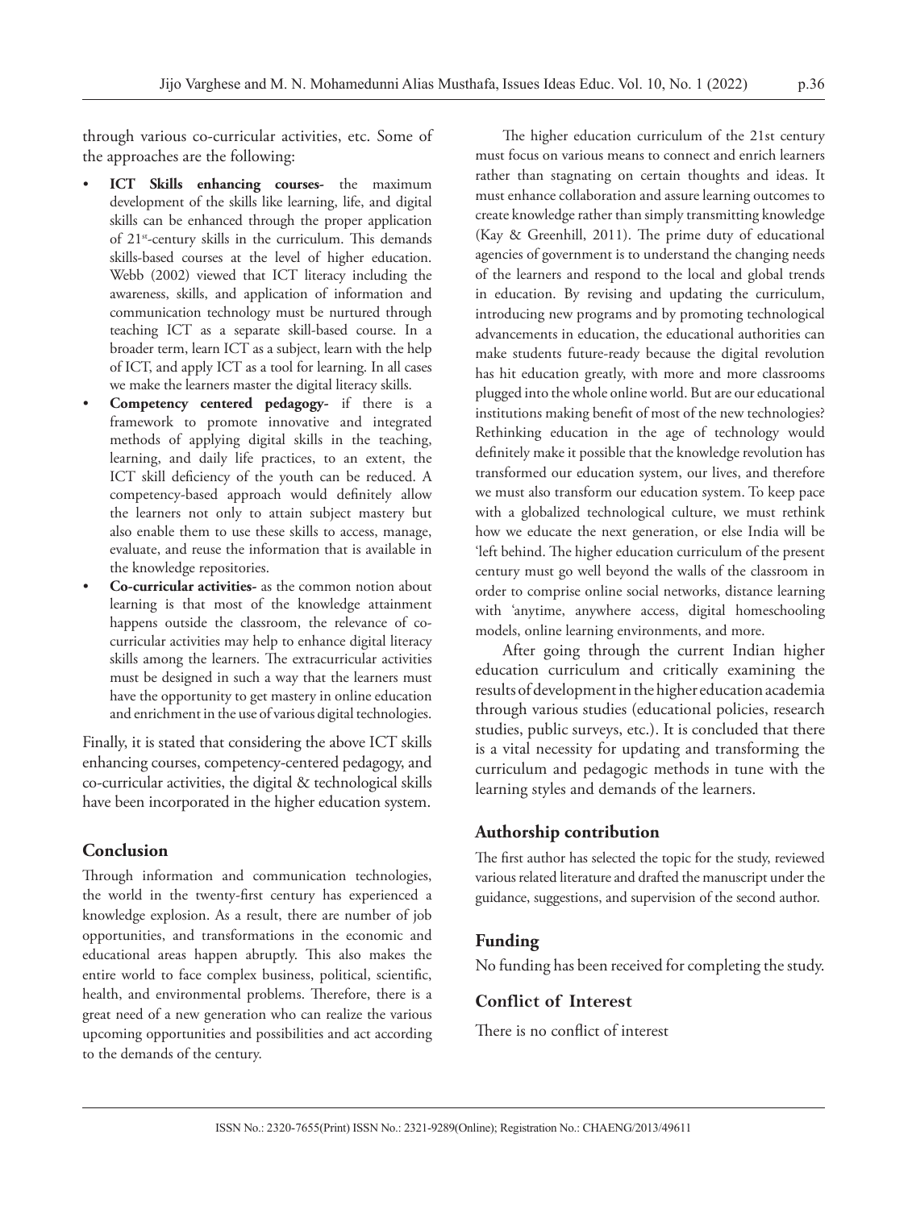through various co-curricular activities, etc. Some of the approaches are the following:

- **ICT Skills enhancing courses-** the maximum development of the skills like learning, life, and digital skills can be enhanced through the proper application of 21st-century skills in the curriculum. This demands skills-based courses at the level of higher education. Webb (2002) viewed that ICT literacy including the awareness, skills, and application of information and communication technology must be nurtured through teaching ICT as a separate skill-based course. In a broader term, learn ICT as a subject, learn with the help of ICT, and apply ICT as a tool for learning. In all cases we make the learners master the digital literacy skills.
- **Competency centered pedagogy-** if there is a framework to promote innovative and integrated methods of applying digital skills in the teaching, learning, and daily life practices, to an extent, the ICT skill deficiency of the youth can be reduced. A competency-based approach would definitely allow the learners not only to attain subject mastery but also enable them to use these skills to access, manage, evaluate, and reuse the information that is available in the knowledge repositories.
- **Co-curricular activities-** as the common notion about learning is that most of the knowledge attainment happens outside the classroom, the relevance of co-curricular activities may help to enhance digital literacy skills among the learners. The extracurricular activities must be designed in such a way that the learners must have the opportunity to get mastery in online education and enrichment in the use of various digital technologies.

Finally, it is stated that considering the above ICT skills enhancing courses, competency-centered pedagogy, and co-curricular activities, the digital & technological skills have been incorporated in the higher education system.

## Conclusion

Through information and communication technologies, the world in the twenty-first century has experienced a knowledge explosion. As a result, there are number of job opportunities, and transformations in the economic and educational areas happen abruptly. This also makes the entire world to face complex business, political, scientific, health, and environmental problems. Therefore, there is a great need of a new generation who can realize the various upcoming opportunities and possibilities and act according to the demands of the century.

The higher education curriculum of the 21st century must focus on various means to connect and enrich learners rather than stagnating on certain thoughts and ideas. It must enhance collaboration and assure learning outcomes to create knowledge rather than simply transmitting knowledge (Kay & Greenhill, 2011). The prime duty of educational agencies of government is to understand the changing needs of the learners and respond to the local and global trends in education. By revising and updating the curriculum, introducing new programs and by promoting technological advancements in education, the educational authorities can make students future-ready because the digital revolution has hit education greatly, with more and more classrooms plugged into the whole online world. But are our educational institutions making benefit of most of the new technologies? Rethinking education in the age of technology would definitely make it possible that the knowledge revolution has transformed our education system, our lives, and therefore we must also transform our education system. To keep pace with a globalized technological culture, we must rethink how we educate the next generation, or else India will be 'left behind. The higher education curriculum of the present century must go well beyond the walls of the classroom in order to comprise online social networks, distance learning with 'anytime, anywhere access, digital homeschooling models, online learning environments, and more.

After going through the current Indian higher education curriculum and critically examining the results of development in the higher education academia through various studies (educational policies, research studies, public surveys, etc.). It is concluded that there is a vital necessity for updating and transforming the curriculum and pedagogic methods in tune with the learning styles and demands of the learners.

## Authorship contribution

The first author has selected the topic for the study, reviewed various related literature and drafted the manuscript under the guidance, suggestions, and supervision of the second author.

## Funding

No funding has been received for completing the study.

## Conflict of Interest

There is no conflict of interest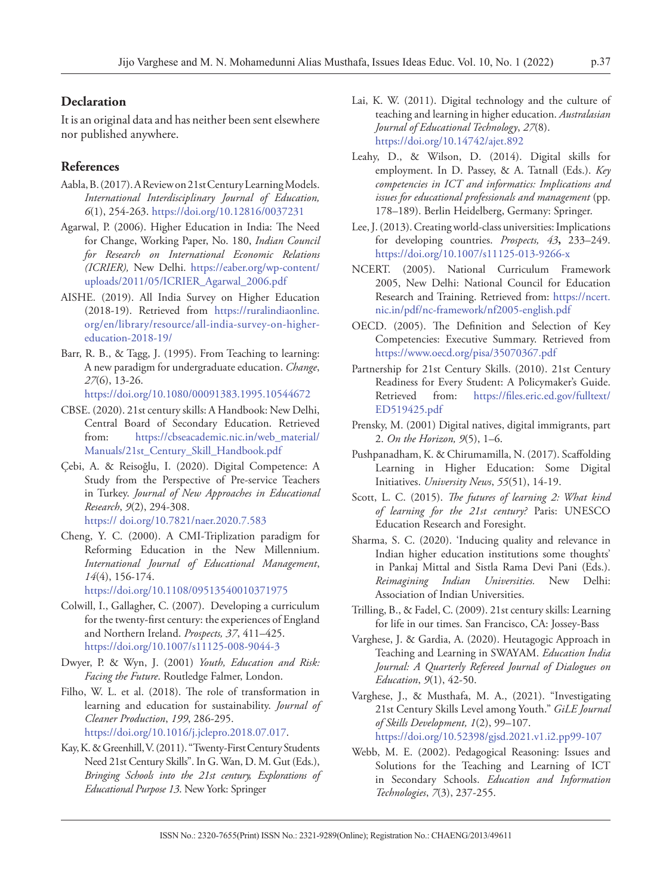## Declaration

It is an original data and has neither been sent elsewhere nor published anywhere.

## References

Aabla, B. (2017). A Review on 21st Century Learning Models. *International Interdisciplinary Journal of Education, 6*(1), 254-263. https://doi.org/10.12816/0037231

Agarwal, P. (2006). Higher Education in India: The Need for Change, Working Paper, No. 180, *Indian Council for Research on International Economic Relations (ICRIER),* New Delhi. https://eaber.org/wp-content/uploads/2011/05/ICRIER_Agarwal_2006.pdf

AISHE. (2019). All India Survey on Higher Education (2018-19). Retrieved from https://ruralindiaonline.org/en/library/resource/all-india-survey-on-higher-education-2018-19/

Barr, R. B., & Tagg, J. (1995). From Teaching to learning: A new paradigm for undergraduate education. *Change*, *27*(6), 13-26. https://doi.org/10.1080/00091383.1995.10544672

CBSE. (2020). 21st century skills: A Handbook: New Delhi, Central Board of Secondary Education. Retrieved from: https://cbseacademic.nic.in/web_material/Manuals/21st_Century_Skill_Handbook.pdf

Çebi, A. & Reisoğlu, I. (2020). Digital Competence: A Study from the Perspective of Pre-service Teachers in Turkey. *Journal of New Approaches in Educational Research*, *9*(2), 294-308. https:// doi.org/10.7821/naer.2020.7.583

Cheng, Y. C. (2000). A CMI-Triplization paradigm for Reforming Education in the New Millennium. *International Journal of Educational Management*, *14*(4), 156-174. https://doi.org/10.1108/09513540010371975

Colwill, I., Gallagher, C. (2007). Developing a curriculum for the twenty-first century: the experiences of England and Northern Ireland. *Prospects, 37*, 411–425. https://doi.org/10.1007/s11125-008-9044-3

Dwyer, P. & Wyn, J. (2001) *Youth, Education and Risk: Facing the Future*. Routledge Falmer, London.

Filho, W. L. et al. (2018). The role of transformation in learning and education for sustainability. *Journal of Cleaner Production*, *199*, 286-295. https://doi.org/10.1016/j.jclepro.2018.07.017.

Kay, K. & Greenhill, V. (2011). "Twenty-First Century Students Need 21st Century Skills". In G. Wan, D. M. Gut (Eds.), *Bringing Schools into the 21st century, Explorations of Educational Purpose 13*. New York: Springer

Lai, K. W. (2011). Digital technology and the culture of teaching and learning in higher education. *Australasian Journal of Educational Technology*, *27*(8). https://doi.org/10.14742/ajet.892

Leahy, D., & Wilson, D. (2014). Digital skills for employment. In D. Passey, & A. Tatnall (Eds.). *Key competencies in ICT and informatics: Implications and issues for educational professionals and management* (pp. 178–189). Berlin Heidelberg, Germany: Springer.

Lee, J. (2013). Creating world-class universities: Implications for developing countries. *Prospects, 43***,** 233–249. https://doi.org/10.1007/s11125-013-9266-x

NCERT. (2005). National Curriculum Framework 2005, New Delhi: National Council for Education Research and Training. Retrieved from: https://ncert.nic.in/pdf/nc-framework/nf2005-english.pdf

OECD. (2005). The Definition and Selection of Key Competencies: Executive Summary. Retrieved from https://www.oecd.org/pisa/35070367.pdf

Partnership for 21st Century Skills. (2010). 21st Century Readiness for Every Student: A Policymaker's Guide. Retrieved from: https://files.eric.ed.gov/fulltext/ED519425.pdf

Prensky, M. (2001) Digital natives, digital immigrants, part 2. *On the Horizon, 9*(5), 1–6.

Pushpanadham, K. & Chirumamilla, N. (2017). Scaffolding Learning in Higher Education: Some Digital Initiatives. *University News*, *55*(51), 14-19.

Scott, L. C. (2015). *The futures of learning 2: What kind of learning for the 21st century?* Paris: UNESCO Education Research and Foresight.

Sharma, S. C. (2020). 'Inducing quality and relevance in Indian higher education institutions some thoughts' in Pankaj Mittal and Sistla Rama Devi Pani (Eds.). *Reimagining Indian Universities.* New Delhi: Association of Indian Universities.

Trilling, B., & Fadel, C. (2009). 21st century skills: Learning for life in our times. San Francisco, CA: Jossey-Bass

Varghese, J. & Gardia, A. (2020). Heutagogic Approach in Teaching and Learning in SWAYAM. *Education India Journal: A Quarterly Refereed Journal of Dialogues on Education*, *9*(1), 42-50.

Varghese, J., & Musthafa, M. A., (2021). "Investigating 21st Century Skills Level among Youth." *GiLE Journal of Skills Development, 1*(2), 99–107. https://doi.org/10.52398/gjsd.2021.v1.i2.pp99-107

Webb, M. E. (2002). Pedagogical Reasoning: Issues and Solutions for the Teaching and Learning of ICT in Secondary Schools. *Education and Information Technologies*, *7*(3), 237-255.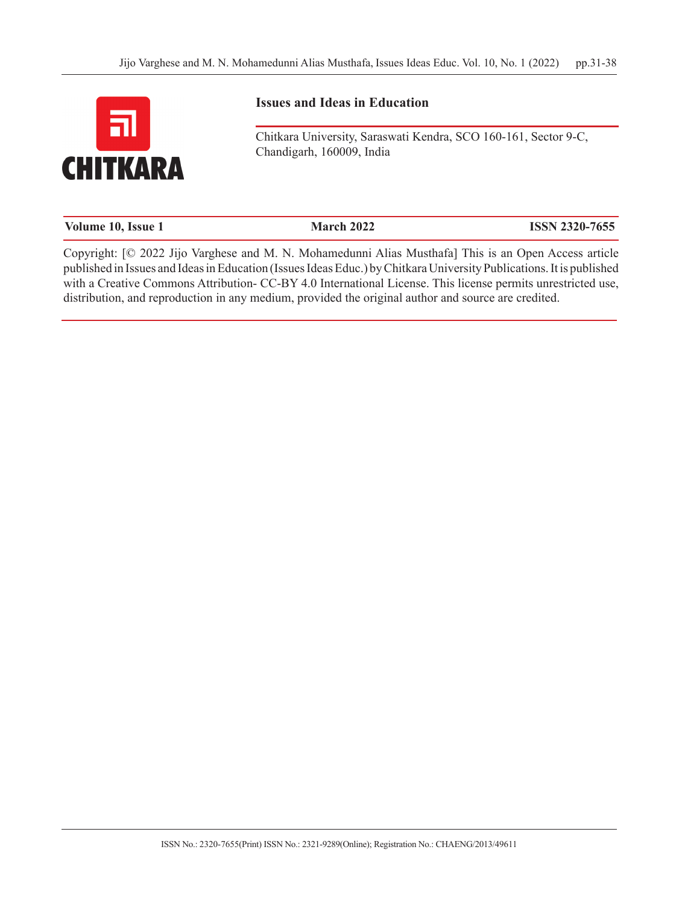**Issues and Ideas in Education**

Chitkara University, Saraswati Kendra, SCO 160-161, Sector 9-C, Chandigarh, 160009, India

| **Volume 10, Issue 1** | **March 2022** | **ISSN 2320-7655** |
|---|---|---|

Copyright: [© 2022 Jijo Varghese and M. N. Mohamedunni Alias Musthafa] This is an Open Access article published in Issues and Ideas in Education (Issues Ideas Educ.) by Chitkara University Publications. It is published with a Creative Commons Attribution- CC-BY 4.0 International License. This license permits unrestricted use, distribution, and reproduction in any medium, provided the original author and source are credited.